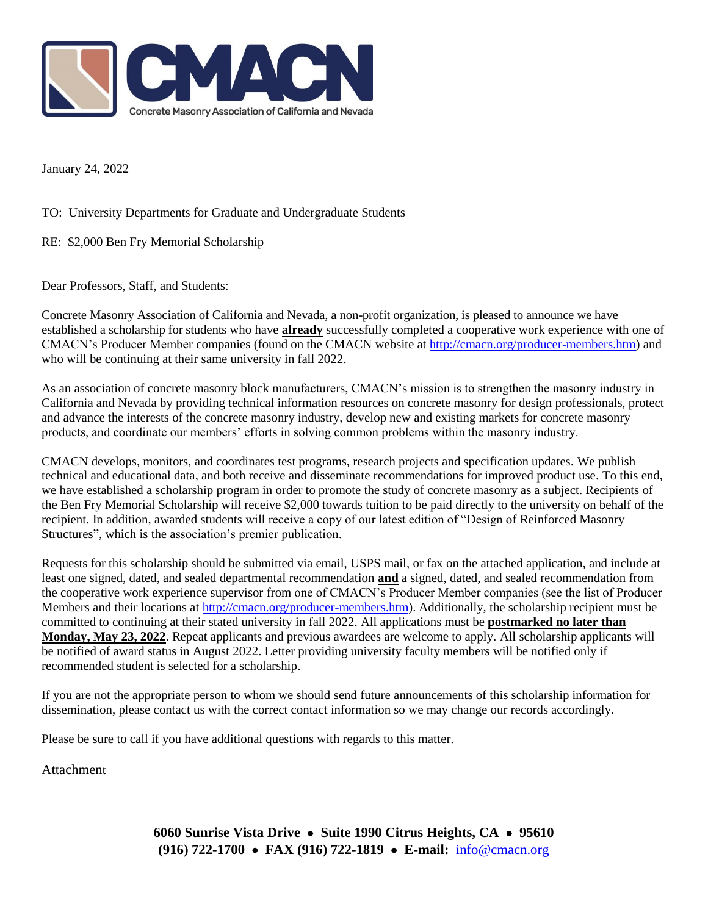# CMACN

Concrete Masonry Association of California and Nevada

January 24, 2022

TO: University Departments for Graduate and Undergraduate Students

RE: $2,000 Ben Fry Memorial Scholarship

Dear Professors, Staff, and Students:

Concrete Masonry Association of California and Nevada, a non-profit organization, is pleased to announce we have established a scholarship for students who have **already** successfully completed a cooperative work experience with one of CMACN's Producer Member companies (found on the CMACN website at http://cmacn.org/producer-members.htm) and who will be continuing at their same university in fall 2022.

As an association of concrete masonry block manufacturers, CMACN's mission is to strengthen the masonry industry in California and Nevada by providing technical information resources on concrete masonry for design professionals, protect and advance the interests of the concrete masonry industry, develop new and existing markets for concrete masonry products, and coordinate our members' efforts in solving common problems within the masonry industry.

CMACN develops, monitors, and coordinates test programs, research projects and specification updates. We publish technical and educational data, and both receive and disseminate recommendations for improved product use. To this end, we have established a scholarship program in order to promote the study of concrete masonry as a subject. Recipients of the Ben Fry Memorial Scholarship will receive $2,000 towards tuition to be paid directly to the university on behalf of the recipient. In addition, awarded students will receive a copy of our latest edition of "Design of Reinforced Masonry Structures", which is the association's premier publication.

Requests for this scholarship should be submitted via email, USPS mail, or fax on the attached application, and include at least one signed, dated, and sealed departmental recommendation **and** a signed, dated, and sealed recommendation from the cooperative work experience supervisor from one of CMACN's Producer Member companies (see the list of Producer Members and their locations at http://cmacn.org/producer-members.htm). Additionally, the scholarship recipient must be committed to continuing at their stated university in fall 2022. All applications must be **postmarked no later than Monday, May 23, 2022**. Repeat applicants and previous awardees are welcome to apply. All scholarship applicants will be notified of award status in August 2022. Letter providing university faculty members will be notified only if recommended student is selected for a scholarship.

If you are not the appropriate person to whom we should send future announcements of this scholarship information for dissemination, please contact us with the correct contact information so we may change our records accordingly.

Please be sure to call if you have additional questions with regards to this matter.

Attachment

**6060 Sunrise Vista Drive • Suite 1990 Citrus Heights, CA • 95610**
**(916) 722-1700 • FAX (916) 722-1819 • E-mail:** info@cmacn.org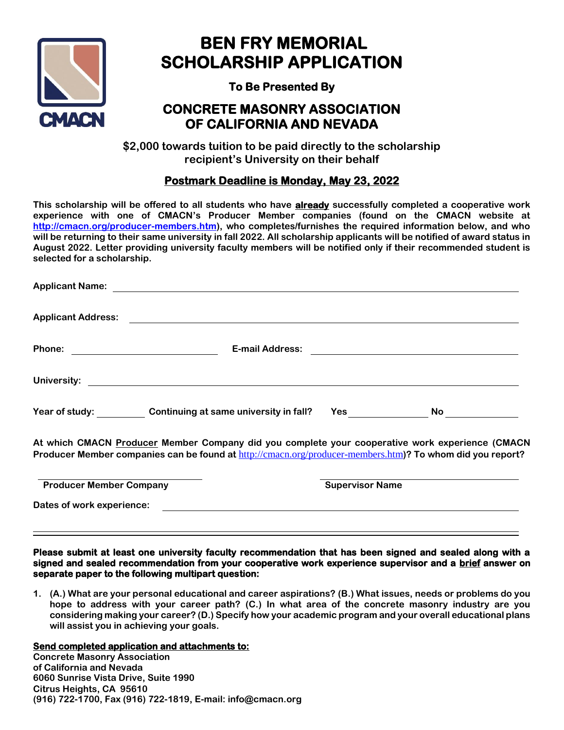CMACN

# BEN FRY MEMORIAL SCHOLARSHIP APPLICATION

**To Be Presented By**

## CONCRETE MASONRY ASSOCIATION OF CALIFORNIA AND NEVADA

**$2,000 towards tuition to be paid directly to the scholarship recipient's University on their behalf**

**Postmark Deadline is Monday, May 23, 2022**

**This scholarship will be offered to all students who have already successfully completed a cooperative work experience with one of CMACN's Producer Member companies (found on the CMACN website at http://cmacn.org/producer-members.htm), who completes/furnishes the required information below, and who will be returning to their same university in fall 2022. All scholarship applicants will be notified of award status in August 2022. Letter providing university faculty members will be notified only if their recommended student is selected for a scholarship.**

**Applicant Name:** ______________________________

**Applicant Address:** ______________________________

**Phone:** ____________________ **E-mail Address:** ____________________

**University:** ______________________________

**Year of study:** ________ **Continuing at same university in fall? Yes** ________ **No** ________

**At which CMACN Producer Member Company did you complete your cooperative work experience (CMACN Producer Member companies can be found at** http://cmacn.org/producer-members.htm**)? To whom did you report?**

____________________ ____________________
**Producer Member Company** **Supervisor Name**

**Dates of work experience:** ______________________________

**Please submit at least one university faculty recommendation that has been signed and sealed along with a signed and sealed recommendation from your cooperative work experience supervisor and a brief answer on separate paper to the following multipart question:**

1. **(A.) What are your personal educational and career aspirations? (B.) What issues, needs or problems do you hope to address with your career path? (C.) In what area of the concrete masonry industry are you considering making your career? (D.) Specify how your academic program and your overall educational plans will assist you in achieving your goals.**

**Send completed application and attachments to:**
**Concrete Masonry Association**
**of California and Nevada**
**6060 Sunrise Vista Drive, Suite 1990**
**Citrus Heights, CA 95610**
**(916) 722-1700, Fax (916) 722-1819, E-mail: info@cmacn.org**